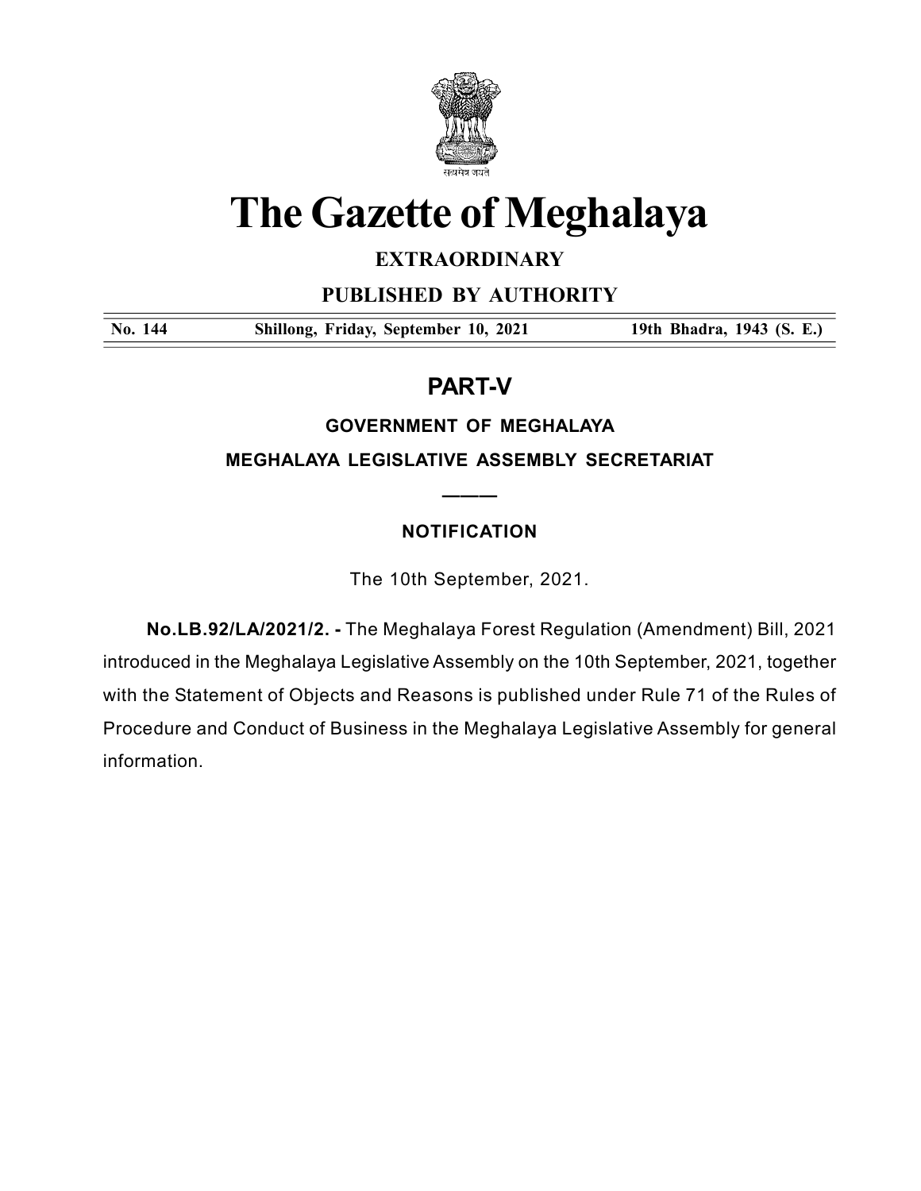# The Gazette of Meghalaya

**EXTRAORDINARY**

**PUBLISHED BY AUTHORITY**

| No. 144 | Shillong, Friday, September 10, 2021 | 19th Bhadra, 1943 (S. E.) |
|---|---|---|

## PART-V

**GOVERNMENT OF MEGHALAYA**

**MEGHALAYA LEGISLATIVE ASSEMBLY SECRETARIAT**

**NOTIFICATION**

The 10th September, 2021.

**No.LB.92/LA/2021/2. -** The Meghalaya Forest Regulation (Amendment) Bill, 2021 introduced in the Meghalaya Legislative Assembly on the 10th September, 2021, together with the Statement of Objects and Reasons is published under Rule 71 of the Rules of Procedure and Conduct of Business in the Meghalaya Legislative Assembly for general information.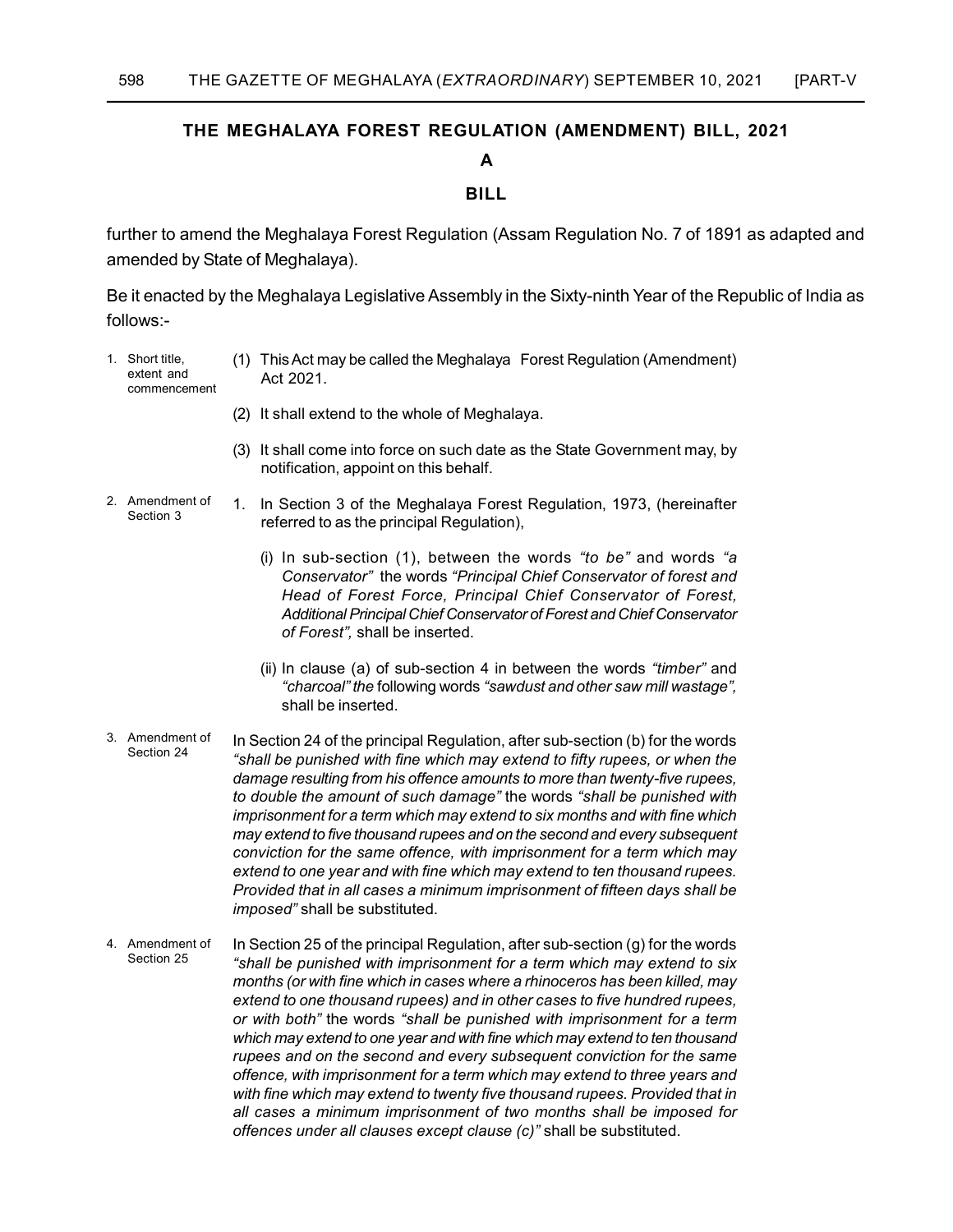## THE MEGHALAYA FOREST REGULATION (AMENDMENT) BILL, 2021

**A**

**BILL**

further to amend the Meghalaya Forest Regulation (Assam Regulation No. 7 of 1891 as adapted and amended by State of Meghalaya).

Be it enacted by the Meghalaya Legislative Assembly in the Sixty-ninth Year of the Republic of India as follows:-

1. Short title, extent and commencement

   (1) This Act may be called the Meghalaya Forest Regulation (Amendment) Act 2021.

   (2) It shall extend to the whole of Meghalaya.

   (3) It shall come into force on such date as the State Government may, by notification, appoint on this behalf.

2. Amendment of Section 3

   1. In Section 3 of the Meghalaya Forest Regulation, 1973, (hereinafter referred to as the principal Regulation),

      (i) In sub-section (1), between the words *"to be"* and words *"a Conservator"* the words *"Principal Chief Conservator of forest and Head of Forest Force, Principal Chief Conservator of Forest, Additional Principal Chief Conservator of Forest and Chief Conservator of Forest",* shall be inserted.

      (ii) In clause (a) of sub-section 4 in between the words *"timber"* and *"charcoal" the* following words *"sawdust and other saw mill wastage",* shall be inserted.

3. Amendment of Section 24

   In Section 24 of the principal Regulation, after sub-section (b) for the words *"shall be punished with fine which may extend to fifty rupees, or when the damage resulting from his offence amounts to more than twenty-five rupees, to double the amount of such damage"* the words *"shall be punished with imprisonment for a term which may extend to six months and with fine which may extend to five thousand rupees and on the second and every subsequent conviction for the same offence, with imprisonment for a term which may extend to one year and with fine which may extend to ten thousand rupees. Provided that in all cases a minimum imprisonment of fifteen days shall be imposed"* shall be substituted.

4. Amendment of Section 25

   In Section 25 of the principal Regulation, after sub-section (g) for the words *"shall be punished with imprisonment for a term which may extend to six months (or with fine which in cases where a rhinoceros has been killed, may extend to one thousand rupees) and in other cases to five hundred rupees, or with both"* the words *"shall be punished with imprisonment for a term which may extend to one year and with fine which may extend to ten thousand rupees and on the second and every subsequent conviction for the same offence, with imprisonment for a term which may extend to three years and with fine which may extend to twenty five thousand rupees. Provided that in all cases a minimum imprisonment of two months shall be imposed for offences under all clauses except clause (c)"* shall be substituted.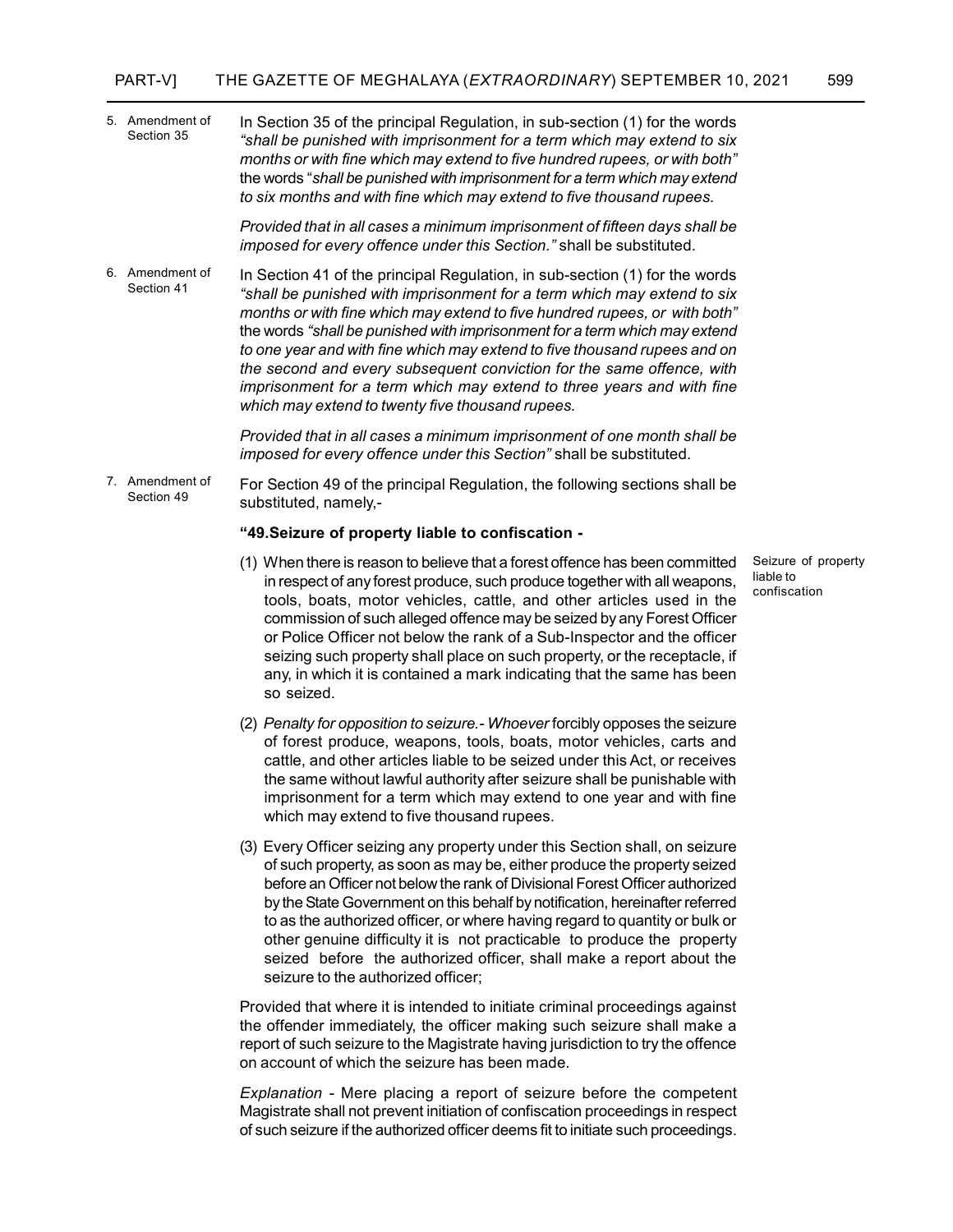5. Amendment of Section 35

In Section 35 of the principal Regulation, in sub-section (1) for the words *"shall be punished with imprisonment for a term which may extend to six months or with fine which may extend to five hundred rupees, or with both"* the words "*shall be punished with imprisonment for a term which may extend to six months and with fine which may extend to five thousand rupees.*

*Provided that in all cases a minimum imprisonment of fifteen days shall be imposed for every offence under this Section."* shall be substituted.

6. Amendment of Section 41

In Section 41 of the principal Regulation, in sub-section (1) for the words *"shall be punished with imprisonment for a term which may extend to six months or with fine which may extend to five hundred rupees, or with both"* the words *"shall be punished with imprisonment for a term which may extend to one year and with fine which may extend to five thousand rupees and on the second and every subsequent conviction for the same offence, with imprisonment for a term which may extend to three years and with fine which may extend to twenty five thousand rupees.*

*Provided that in all cases a minimum imprisonment of one month shall be imposed for every offence under this Section"* shall be substituted.

7. Amendment of Section 49

For Section 49 of the principal Regulation, the following sections shall be substituted, namely,-

**"49.Seizure of property liable to confiscation -**

Seizure of property liable to confiscation

(1) When there is reason to believe that a forest offence has been committed in respect of any forest produce, such produce together with all weapons, tools, boats, motor vehicles, cattle, and other articles used in the commission of such alleged offence may be seized by any Forest Officer or Police Officer not below the rank of a Sub-Inspector and the officer seizing such property shall place on such property, or the receptacle, if any, in which it is contained a mark indicating that the same has been so seized.

(2) *Penalty for opposition to seizure.- Whoever* forcibly opposes the seizure of forest produce, weapons, tools, boats, motor vehicles, carts and cattle, and other articles liable to be seized under this Act, or receives the same without lawful authority after seizure shall be punishable with imprisonment for a term which may extend to one year and with fine which may extend to five thousand rupees.

(3) Every Officer seizing any property under this Section shall, on seizure of such property, as soon as may be, either produce the property seized before an Officer not below the rank of Divisional Forest Officer authorized by the State Government on this behalf by notification, hereinafter referred to as the authorized officer, or where having regard to quantity or bulk or other genuine difficulty it is not practicable to produce the property seized before the authorized officer, shall make a report about the seizure to the authorized officer;

Provided that where it is intended to initiate criminal proceedings against the offender immediately, the officer making such seizure shall make a report of such seizure to the Magistrate having jurisdiction to try the offence on account of which the seizure has been made.

*Explanation* - Mere placing a report of seizure before the competent Magistrate shall not prevent initiation of confiscation proceedings in respect of such seizure if the authorized officer deems fit to initiate such proceedings.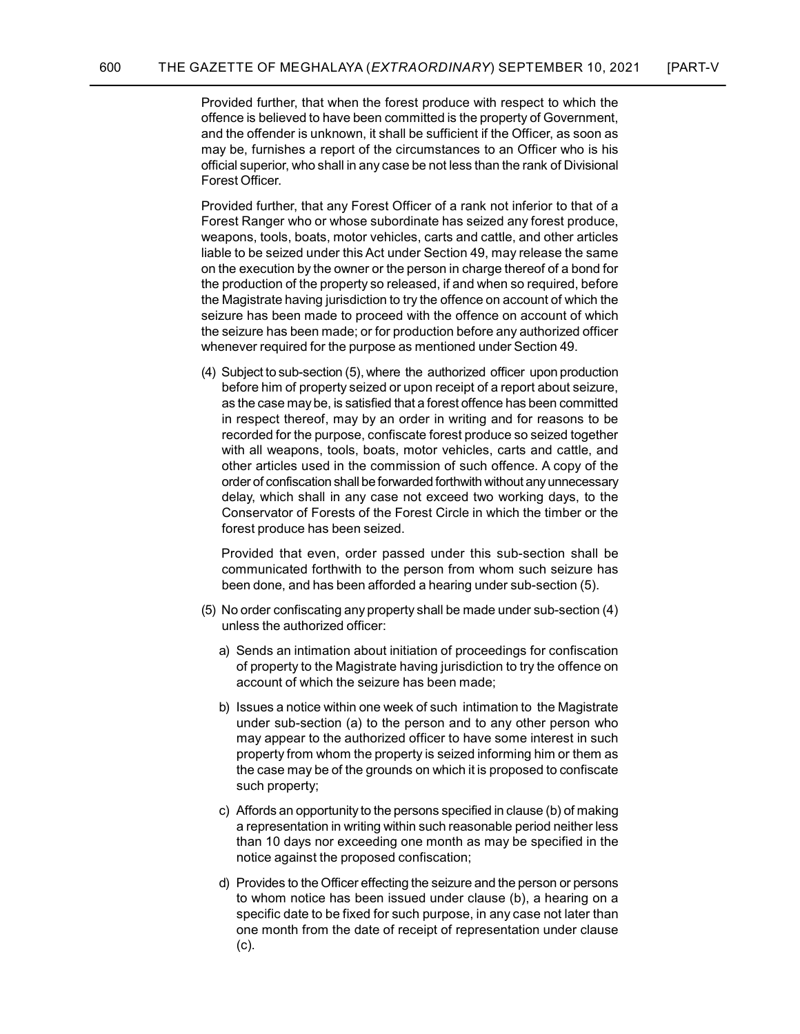Provided further, that when the forest produce with respect to which the offence is believed to have been committed is the property of Government, and the offender is unknown, it shall be sufficient if the Officer, as soon as may be, furnishes a report of the circumstances to an Officer who is his official superior, who shall in any case be not less than the rank of Divisional Forest Officer.

Provided further, that any Forest Officer of a rank not inferior to that of a Forest Ranger who or whose subordinate has seized any forest produce, weapons, tools, boats, motor vehicles, carts and cattle, and other articles liable to be seized under this Act under Section 49, may release the same on the execution by the owner or the person in charge thereof of a bond for the production of the property so released, if and when so required, before the Magistrate having jurisdiction to try the offence on account of which the seizure has been made to proceed with the offence on account of which the seizure has been made; or for production before any authorized officer whenever required for the purpose as mentioned under Section 49.

(4) Subject to sub-section (5), where the authorized officer upon production before him of property seized or upon receipt of a report about seizure, as the case may be, is satisfied that a forest offence has been committed in respect thereof, may by an order in writing and for reasons to be recorded for the purpose, confiscate forest produce so seized together with all weapons, tools, boats, motor vehicles, carts and cattle, and other articles used in the commission of such offence. A copy of the order of confiscation shall be forwarded forthwith without any unnecessary delay, which shall in any case not exceed two working days, to the Conservator of Forests of the Forest Circle in which the timber or the forest produce has been seized.

Provided that even, order passed under this sub-section shall be communicated forthwith to the person from whom such seizure has been done, and has been afforded a hearing under sub-section (5).

(5) No order confiscating any property shall be made under sub-section (4) unless the authorized officer:

a) Sends an intimation about initiation of proceedings for confiscation of property to the Magistrate having jurisdiction to try the offence on account of which the seizure has been made;

b) Issues a notice within one week of such intimation to the Magistrate under sub-section (a) to the person and to any other person who may appear to the authorized officer to have some interest in such property from whom the property is seized informing him or them as the case may be of the grounds on which it is proposed to confiscate such property;

c) Affords an opportunity to the persons specified in clause (b) of making a representation in writing within such reasonable period neither less than 10 days nor exceeding one month as may be specified in the notice against the proposed confiscation;

d) Provides to the Officer effecting the seizure and the person or persons to whom notice has been issued under clause (b), a hearing on a specific date to be fixed for such purpose, in any case not later than one month from the date of receipt of representation under clause (c).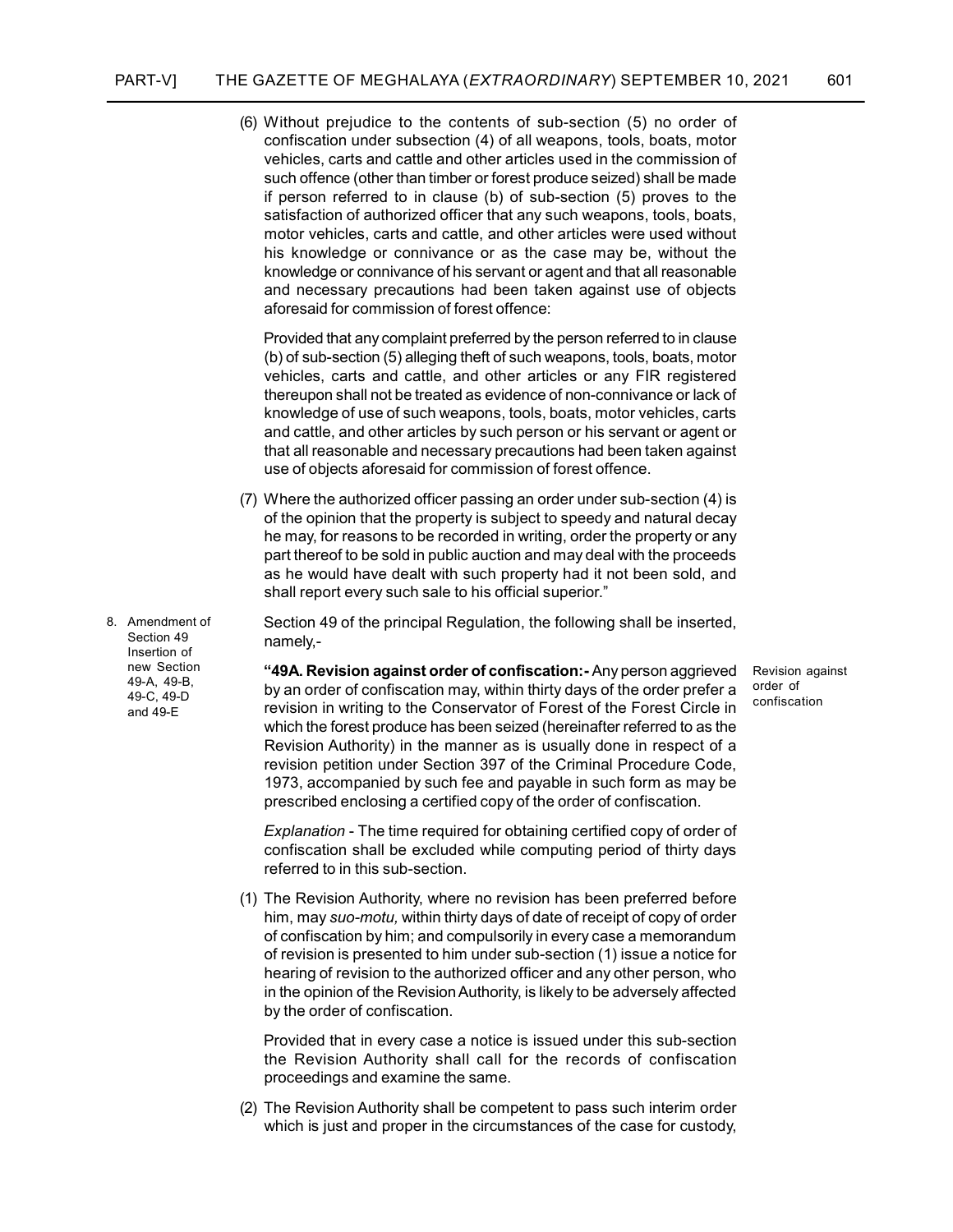(6) Without prejudice to the contents of sub-section (5) no order of confiscation under subsection (4) of all weapons, tools, boats, motor vehicles, carts and cattle and other articles used in the commission of such offence (other than timber or forest produce seized) shall be made if person referred to in clause (b) of sub-section (5) proves to the satisfaction of authorized officer that any such weapons, tools, boats, motor vehicles, carts and cattle, and other articles were used without his knowledge or connivance or as the case may be, without the knowledge or connivance of his servant or agent and that all reasonable and necessary precautions had been taken against use of objects aforesaid for commission of forest offence:

Provided that any complaint preferred by the person referred to in clause (b) of sub-section (5) alleging theft of such weapons, tools, boats, motor vehicles, carts and cattle, and other articles or any FIR registered thereupon shall not be treated as evidence of non-connivance or lack of knowledge of use of such weapons, tools, boats, motor vehicles, carts and cattle, and other articles by such person or his servant or agent or that all reasonable and necessary precautions had been taken against use of objects aforesaid for commission of forest offence.

(7) Where the authorized officer passing an order under sub-section (4) is of the opinion that the property is subject to speedy and natural decay he may, for reasons to be recorded in writing, order the property or any part thereof to be sold in public auction and may deal with the proceeds as he would have dealt with such property had it not been sold, and shall report every such sale to his official superior."

8. Amendment of Section 49 Insertion of new Section 49-A, 49-B, 49-C, 49-D and 49-E

Section 49 of the principal Regulation, the following shall be inserted, namely,-

*Revision against order of confiscation*

**"49A. Revision against order of confiscation:-** Any person aggrieved by an order of confiscation may, within thirty days of the order prefer a revision in writing to the Conservator of Forest of the Forest Circle in which the forest produce has been seized (hereinafter referred to as the Revision Authority) in the manner as is usually done in respect of a revision petition under Section 397 of the Criminal Procedure Code, 1973, accompanied by such fee and payable in such form as may be prescribed enclosing a certified copy of the order of confiscation.

*Explanation* - The time required for obtaining certified copy of order of confiscation shall be excluded while computing period of thirty days referred to in this sub-section.

(1) The Revision Authority, where no revision has been preferred before him, may *suo-motu,* within thirty days of date of receipt of copy of order of confiscation by him; and compulsorily in every case a memorandum of revision is presented to him under sub-section (1) issue a notice for hearing of revision to the authorized officer and any other person, who in the opinion of the Revision Authority, is likely to be adversely affected by the order of confiscation.

Provided that in every case a notice is issued under this sub-section the Revision Authority shall call for the records of confiscation proceedings and examine the same.

(2) The Revision Authority shall be competent to pass such interim order which is just and proper in the circumstances of the case for custody,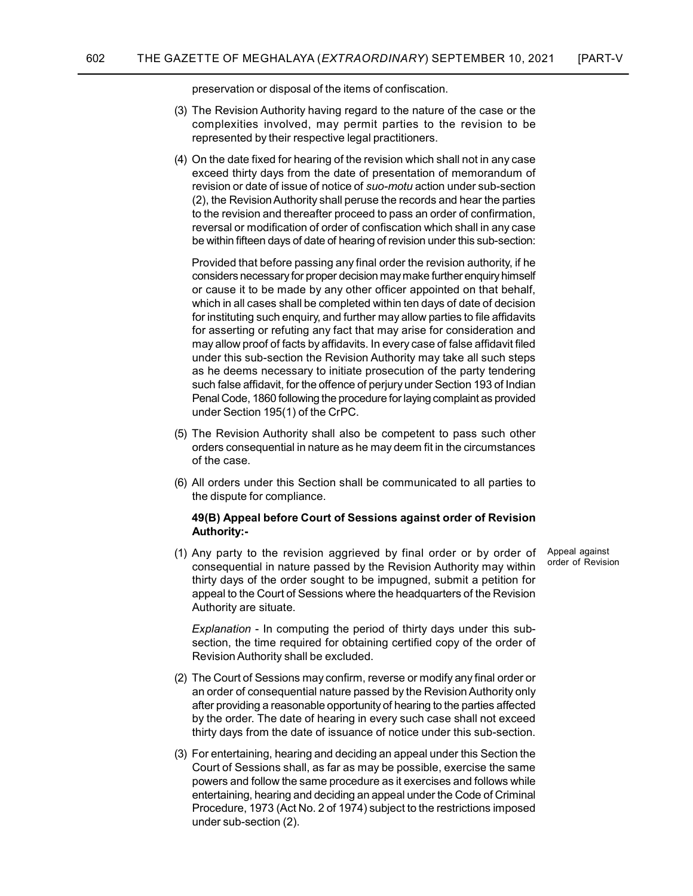preservation or disposal of the items of confiscation.

(3) The Revision Authority having regard to the nature of the case or the complexities involved, may permit parties to the revision to be represented by their respective legal practitioners.

(4) On the date fixed for hearing of the revision which shall not in any case exceed thirty days from the date of presentation of memorandum of revision or date of issue of notice of *suo-motu* action under sub-section (2), the Revision Authority shall peruse the records and hear the parties to the revision and thereafter proceed to pass an order of confirmation, reversal or modification of order of confiscation which shall in any case be within fifteen days of date of hearing of revision under this sub-section:

Provided that before passing any final order the revision authority, if he considers necessary for proper decision may make further enquiry himself or cause it to be made by any other officer appointed on that behalf, which in all cases shall be completed within ten days of date of decision for instituting such enquiry, and further may allow parties to file affidavits for asserting or refuting any fact that may arise for consideration and may allow proof of facts by affidavits. In every case of false affidavit filed under this sub-section the Revision Authority may take all such steps as he deems necessary to initiate prosecution of the party tendering such false affidavit, for the offence of perjury under Section 193 of Indian Penal Code, 1860 following the procedure for laying complaint as provided under Section 195(1) of the CrPC.

(5) The Revision Authority shall also be competent to pass such other orders consequential in nature as he may deem fit in the circumstances of the case.

(6) All orders under this Section shall be communicated to all parties to the dispute for compliance.

**49(B) Appeal before Court of Sessions against order of Revision Authority:-**

Appeal against order of Revision

(1) Any party to the revision aggrieved by final order or by order of consequential in nature passed by the Revision Authority may within thirty days of the order sought to be impugned, submit a petition for appeal to the Court of Sessions where the headquarters of the Revision Authority are situate.

*Explanation* - In computing the period of thirty days under this sub-section, the time required for obtaining certified copy of the order of Revision Authority shall be excluded.

(2) The Court of Sessions may confirm, reverse or modify any final order or an order of consequential nature passed by the Revision Authority only after providing a reasonable opportunity of hearing to the parties affected by the order. The date of hearing in every such case shall not exceed thirty days from the date of issuance of notice under this sub-section.

(3) For entertaining, hearing and deciding an appeal under this Section the Court of Sessions shall, as far as may be possible, exercise the same powers and follow the same procedure as it exercises and follows while entertaining, hearing and deciding an appeal under the Code of Criminal Procedure, 1973 (Act No. 2 of 1974) subject to the restrictions imposed under sub-section (2).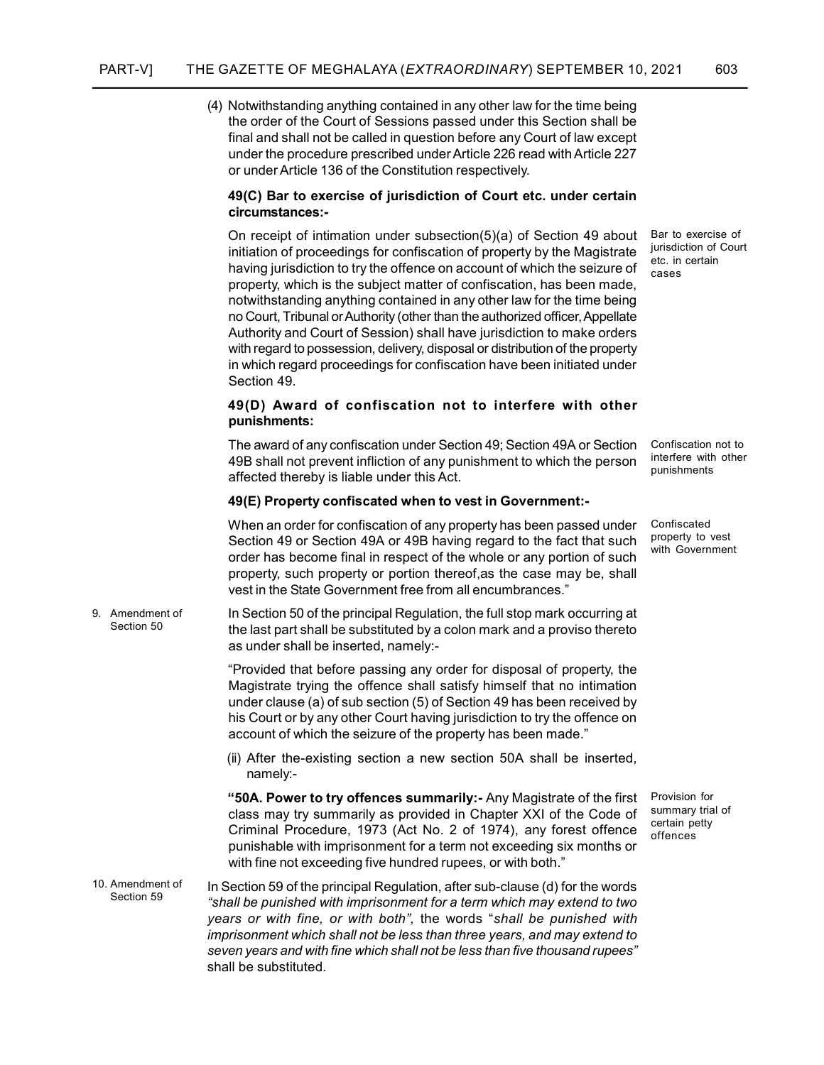(4) Notwithstanding anything contained in any other law for the time being the order of the Court of Sessions passed under this Section shall be final and shall not be called in question before any Court of law except under the procedure prescribed under Article 226 read with Article 227 or under Article 136 of the Constitution respectively.

**49(C) Bar to exercise of jurisdiction of Court etc. under certain circumstances:-**

Bar to exercise of jurisdiction of Court etc. in certain cases

On receipt of intimation under subsection(5)(a) of Section 49 about initiation of proceedings for confiscation of property by the Magistrate having jurisdiction to try the offence on account of which the seizure of property, which is the subject matter of confiscation, has been made, notwithstanding anything contained in any other law for the time being no Court, Tribunal or Authority (other than the authorized officer, Appellate Authority and Court of Session) shall have jurisdiction to make orders with regard to possession, delivery, disposal or distribution of the property in which regard proceedings for confiscation have been initiated under Section 49.

**49(D) Award of confiscation not to interfere with other punishments:**

Confiscation not to interfere with other punishments

The award of any confiscation under Section 49; Section 49A or Section 49B shall not prevent infliction of any punishment to which the person affected thereby is liable under this Act.

**49(E) Property confiscated when to vest in Government:-**

Confiscated property to vest with Government

When an order for confiscation of any property has been passed under Section 49 or Section 49A or 49B having regard to the fact that such order has become final in respect of the whole or any portion of such property, such property or portion thereof,as the case may be, shall vest in the State Government free from all encumbrances."

9. Amendment of Section 50

In Section 50 of the principal Regulation, the full stop mark occurring at the last part shall be substituted by a colon mark and a proviso thereto as under shall be inserted, namely:-

"Provided that before passing any order for disposal of property, the Magistrate trying the offence shall satisfy himself that no intimation under clause (a) of sub section (5) of Section 49 has been received by his Court or by any other Court having jurisdiction to try the offence on account of which the seizure of the property has been made."

(ii) After the-existing section a new section 50A shall be inserted, namely:-

Provision for summary trial of certain petty offences

**"50A. Power to try offences summarily:-** Any Magistrate of the first class may try summarily as provided in Chapter XXI of the Code of Criminal Procedure, 1973 (Act No. 2 of 1974), any forest offence punishable with imprisonment for a term not exceeding six months or with fine not exceeding five hundred rupees, or with both."

10. Amendment of Section 59

In Section 59 of the principal Regulation, after sub-clause (d) for the words *"shall be punished with imprisonment for a term which may extend to two years or with fine, or with both",* the words "*shall be punished with imprisonment which shall not be less than three years, and may extend to seven years and with fine which shall not be less than five thousand rupees"* shall be substituted.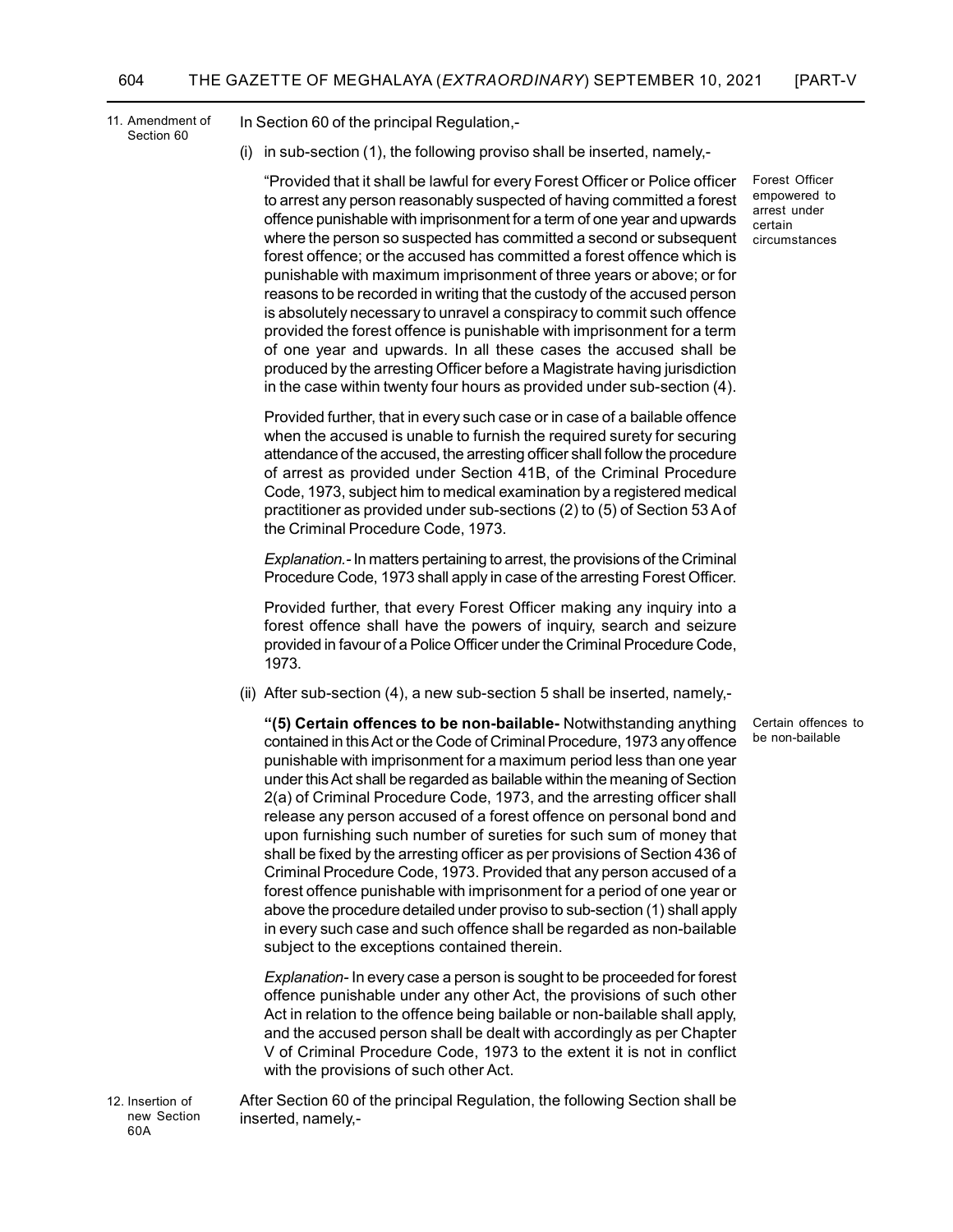11. Amendment of Section 60

In Section 60 of the principal Regulation,-

(i) in sub-section (1), the following proviso shall be inserted, namely,-

Forest Officer empowered to arrest under certain circumstances

"Provided that it shall be lawful for every Forest Officer or Police officer to arrest any person reasonably suspected of having committed a forest offence punishable with imprisonment for a term of one year and upwards where the person so suspected has committed a second or subsequent forest offence; or the accused has committed a forest offence which is punishable with maximum imprisonment of three years or above; or for reasons to be recorded in writing that the custody of the accused person is absolutely necessary to unravel a conspiracy to commit such offence provided the forest offence is punishable with imprisonment for a term of one year and upwards. In all these cases the accused shall be produced by the arresting Officer before a Magistrate having jurisdiction in the case within twenty four hours as provided under sub-section (4).

Provided further, that in every such case or in case of a bailable offence when the accused is unable to furnish the required surety for securing attendance of the accused, the arresting officer shall follow the procedure of arrest as provided under Section 41B, of the Criminal Procedure Code, 1973, subject him to medical examination by a registered medical practitioner as provided under sub-sections (2) to (5) of Section 53 A of the Criminal Procedure Code, 1973.

*Explanation.-* In matters pertaining to arrest, the provisions of the Criminal Procedure Code, 1973 shall apply in case of the arresting Forest Officer.

Provided further, that every Forest Officer making any inquiry into a forest offence shall have the powers of inquiry, search and seizure provided in favour of a Police Officer under the Criminal Procedure Code, 1973.

(ii) After sub-section (4), a new sub-section 5 shall be inserted, namely,-

Certain offences to be non-bailable

**"(5) Certain offences to be non-bailable-** Notwithstanding anything contained in this Act or the Code of Criminal Procedure, 1973 any offence punishable with imprisonment for a maximum period less than one year under this Act shall be regarded as bailable within the meaning of Section 2(a) of Criminal Procedure Code, 1973, and the arresting officer shall release any person accused of a forest offence on personal bond and upon furnishing such number of sureties for such sum of money that shall be fixed by the arresting officer as per provisions of Section 436 of Criminal Procedure Code, 1973. Provided that any person accused of a forest offence punishable with imprisonment for a period of one year or above the procedure detailed under proviso to sub-section (1) shall apply in every such case and such offence shall be regarded as non-bailable subject to the exceptions contained therein.

*Explanation-* In every case a person is sought to be proceeded for forest offence punishable under any other Act, the provisions of such other Act in relation to the offence being bailable or non-bailable shall apply, and the accused person shall be dealt with accordingly as per Chapter V of Criminal Procedure Code, 1973 to the extent it is not in conflict with the provisions of such other Act.

12. Insertion of new Section 60A

After Section 60 of the principal Regulation, the following Section shall be inserted, namely,-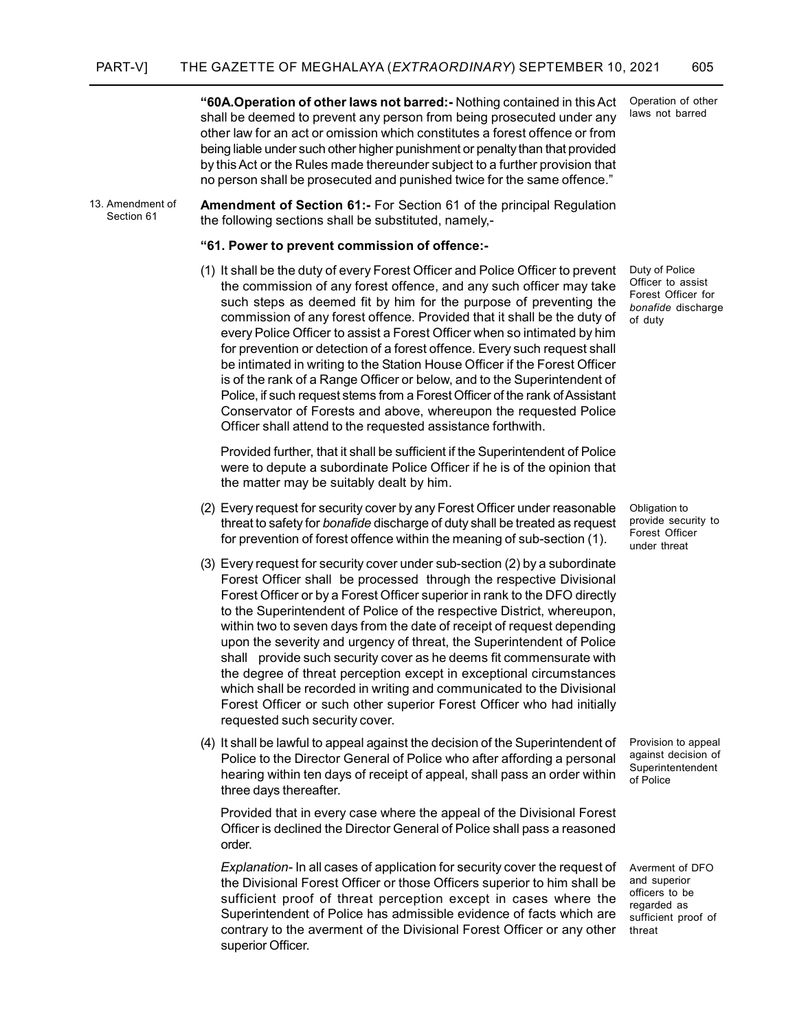**"60A.Operation of other laws not barred:-** Nothing contained in this Act shall be deemed to prevent any person from being prosecuted under any other law for an act or omission which constitutes a forest offence or from being liable under such other higher punishment or penalty than that provided by this Act or the Rules made thereunder subject to a further provision that no person shall be prosecuted and punished twice for the same offence."

Operation of other laws not barred

13. Amendment of Section 61

**Amendment of Section 61:-** For Section 61 of the principal Regulation the following sections shall be substituted, namely,-

**"61. Power to prevent commission of offence:-**

Duty of Police Officer to assist Forest Officer for *bonafide* discharge of duty

(1) It shall be the duty of every Forest Officer and Police Officer to prevent the commission of any forest offence, and any such officer may take such steps as deemed fit by him for the purpose of preventing the commission of any forest offence. Provided that it shall be the duty of every Police Officer to assist a Forest Officer when so intimated by him for prevention or detection of a forest offence. Every such request shall be intimated in writing to the Station House Officer if the Forest Officer is of the rank of a Range Officer or below, and to the Superintendent of Police, if such request stems from a Forest Officer of the rank of Assistant Conservator of Forests and above, whereupon the requested Police Officer shall attend to the requested assistance forthwith.

Provided further, that it shall be sufficient if the Superintendent of Police were to depute a subordinate Police Officer if he is of the opinion that the matter may be suitably dealt by him.

Obligation to provide security to Forest Officer under threat

(2) Every request for security cover by any Forest Officer under reasonable threat to safety for *bonafide* discharge of duty shall be treated as request for prevention of forest offence within the meaning of sub-section (1).

(3) Every request for security cover under sub-section (2) by a subordinate Forest Officer shall be processed through the respective Divisional Forest Officer or by a Forest Officer superior in rank to the DFO directly to the Superintendent of Police of the respective District, whereupon, within two to seven days from the date of receipt of request depending upon the severity and urgency of threat, the Superintendent of Police shall provide such security cover as he deems fit commensurate with the degree of threat perception except in exceptional circumstances which shall be recorded in writing and communicated to the Divisional Forest Officer or such other superior Forest Officer who had initially requested such security cover.

Provision to appeal against decision of Superintentendent of Police

(4) It shall be lawful to appeal against the decision of the Superintendent of Police to the Director General of Police who after affording a personal hearing within ten days of receipt of appeal, shall pass an order within three days thereafter.

Provided that in every case where the appeal of the Divisional Forest Officer is declined the Director General of Police shall pass a reasoned order.

Averment of DFO and superior officers to be regarded as sufficient proof of threat

*Explanation-* In all cases of application for security cover the request of the Divisional Forest Officer or those Officers superior to him shall be sufficient proof of threat perception except in cases where the Superintendent of Police has admissible evidence of facts which are contrary to the averment of the Divisional Forest Officer or any other superior Officer.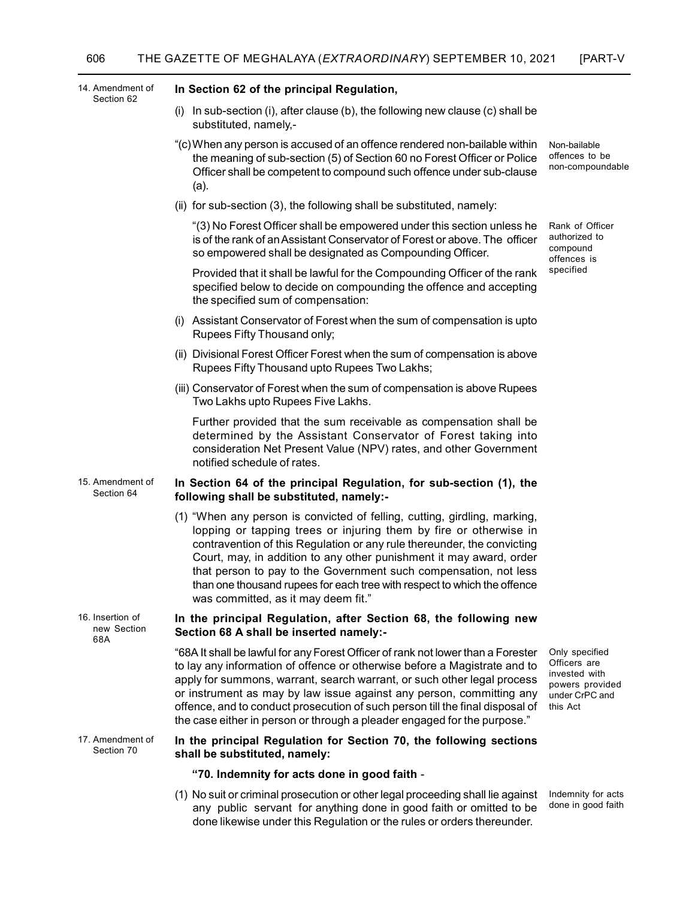14. Amendment of Section 62

**In Section 62 of the principal Regulation,**

(i) In sub-section (i), after clause (b), the following new clause (c) shall be substituted, namely,-

Non-bailable offences to be non-compoundable

"(c) When any person is accused of an offence rendered non-bailable within the meaning of sub-section (5) of Section 60 no Forest Officer or Police Officer shall be competent to compound such offence under sub-clause (a).

(ii) for sub-section (3), the following shall be substituted, namely:

Rank of Officer authorized to compound offences is specified

"(3) No Forest Officer shall be empowered under this section unless he is of the rank of an Assistant Conservator of Forest or above. The officer so empowered shall be designated as Compounding Officer.

Provided that it shall be lawful for the Compounding Officer of the rank specified below to decide on compounding the offence and accepting the specified sum of compensation:

(i) Assistant Conservator of Forest when the sum of compensation is upto Rupees Fifty Thousand only;

(ii) Divisional Forest Officer Forest when the sum of compensation is above Rupees Fifty Thousand upto Rupees Two Lakhs;

(iii) Conservator of Forest when the sum of compensation is above Rupees Two Lakhs upto Rupees Five Lakhs.

Further provided that the sum receivable as compensation shall be determined by the Assistant Conservator of Forest taking into consideration Net Present Value (NPV) rates, and other Government notified schedule of rates.

15. Amendment of Section 64

**In Section 64 of the principal Regulation, for sub-section (1), the following shall be substituted, namely:-**

(1) "When any person is convicted of felling, cutting, girdling, marking, lopping or tapping trees or injuring them by fire or otherwise in contravention of this Regulation or any rule thereunder, the convicting Court, may, in addition to any other punishment it may award, order that person to pay to the Government such compensation, not less than one thousand rupees for each tree with respect to which the offence was committed, as it may deem fit."

16. Insertion of new Section 68A

**In the principal Regulation, after Section 68, the following new Section 68 A shall be inserted namely:-**

Only specified Officers are invested with powers provided under CrPC and this Act

"68A It shall be lawful for any Forest Officer of rank not lower than a Forester to lay any information of offence or otherwise before a Magistrate and to apply for summons, warrant, search warrant, or such other legal process or instrument as may by law issue against any person, committing any offence, and to conduct prosecution of such person till the final disposal of the case either in person or through a pleader engaged for the purpose."

17. Amendment of Section 70

**In the principal Regulation for Section 70, the following sections shall be substituted, namely:**

**"70. Indemnity for acts done in good faith** -

Indemnity for acts done in good faith

(1) No suit or criminal prosecution or other legal proceeding shall lie against any public servant for anything done in good faith or omitted to be done likewise under this Regulation or the rules or orders thereunder.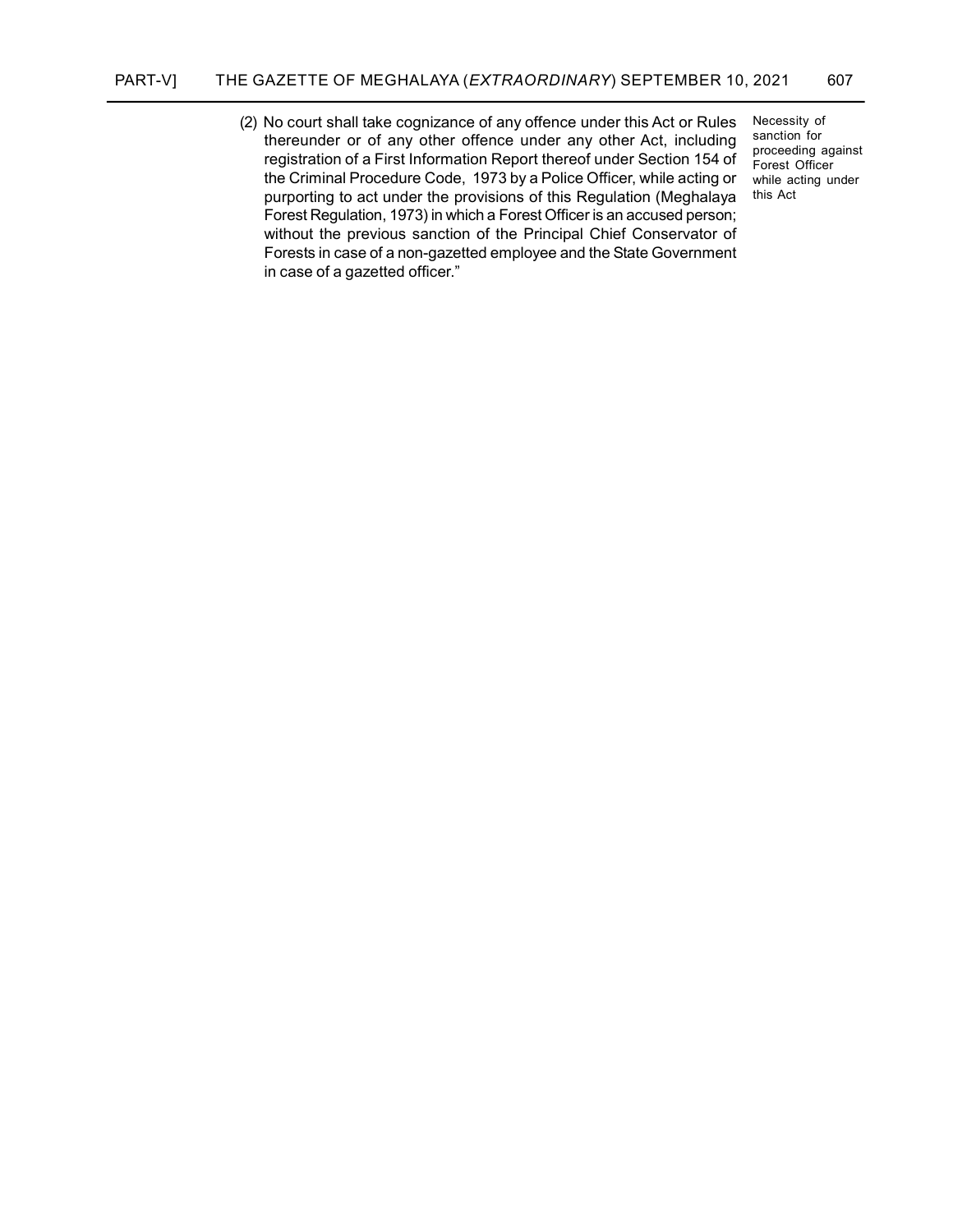(2) No court shall take cognizance of any offence under this Act or Rules thereunder or of any other offence under any other Act, including registration of a First Information Report thereof under Section 154 of the Criminal Procedure Code, 1973 by a Police Officer, while acting or purporting to act under the provisions of this Regulation (Meghalaya Forest Regulation, 1973) in which a Forest Officer is an accused person; without the previous sanction of the Principal Chief Conservator of Forests in case of a non-gazetted employee and the State Government in case of a gazetted officer."

Necessity of sanction for proceeding against Forest Officer while acting under this Act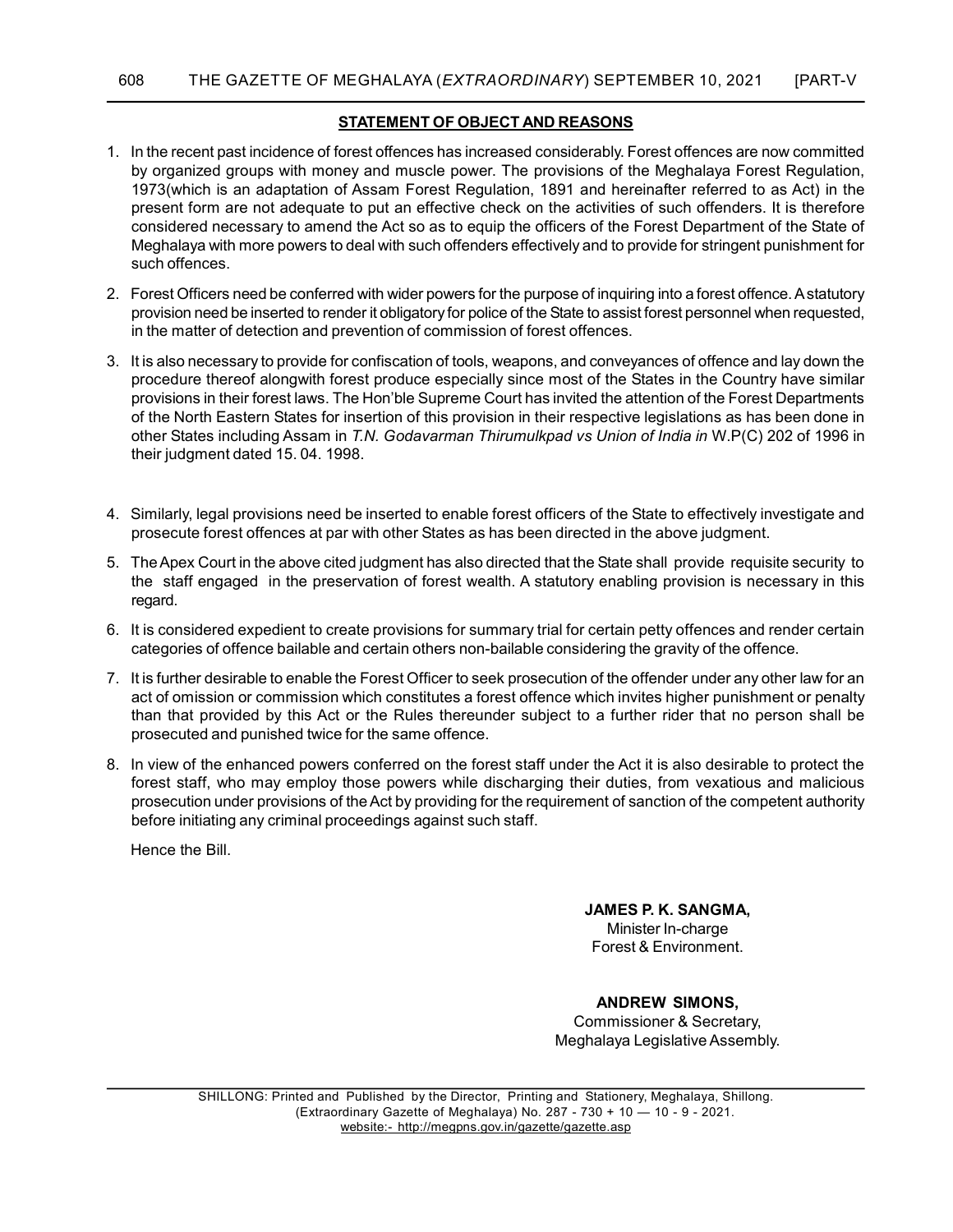## STATEMENT OF OBJECT AND REASONS

1. In the recent past incidence of forest offences has increased considerably. Forest offences are now committed by organized groups with money and muscle power. The provisions of the Meghalaya Forest Regulation, 1973(which is an adaptation of Assam Forest Regulation, 1891 and hereinafter referred to as Act) in the present form are not adequate to put an effective check on the activities of such offenders. It is therefore considered necessary to amend the Act so as to equip the officers of the Forest Department of the State of Meghalaya with more powers to deal with such offenders effectively and to provide for stringent punishment for such offences.

2. Forest Officers need be conferred with wider powers for the purpose of inquiring into a forest offence. A statutory provision need be inserted to render it obligatory for police of the State to assist forest personnel when requested, in the matter of detection and prevention of commission of forest offences.

3. It is also necessary to provide for confiscation of tools, weapons, and conveyances of offence and lay down the procedure thereof alongwith forest produce especially since most of the States in the Country have similar provisions in their forest laws. The Hon'ble Supreme Court has invited the attention of the Forest Departments of the North Eastern States for insertion of this provision in their respective legislations as has been done in other States including Assam in *T.N. Godavarman Thirumulkpad vs Union of India in* W.P(C) 202 of 1996 in their judgment dated 15. 04. 1998.

4. Similarly, legal provisions need be inserted to enable forest officers of the State to effectively investigate and prosecute forest offences at par with other States as has been directed in the above judgment.

5. The Apex Court in the above cited judgment has also directed that the State shall provide requisite security to the staff engaged in the preservation of forest wealth. A statutory enabling provision is necessary in this regard.

6. It is considered expedient to create provisions for summary trial for certain petty offences and render certain categories of offence bailable and certain others non-bailable considering the gravity of the offence.

7. It is further desirable to enable the Forest Officer to seek prosecution of the offender under any other law for an act of omission or commission which constitutes a forest offence which invites higher punishment or penalty than that provided by this Act or the Rules thereunder subject to a further rider that no person shall be prosecuted and punished twice for the same offence.

8. In view of the enhanced powers conferred on the forest staff under the Act it is also desirable to protect the forest staff, who may employ those powers while discharging their duties, from vexatious and malicious prosecution under provisions of the Act by providing for the requirement of sanction of the competent authority before initiating any criminal proceedings against such staff.

Hence the Bill.

**JAMES P. K. SANGMA,**
Minister In-charge
Forest & Environment.

**ANDREW SIMONS,**
Commissioner & Secretary,
Meghalaya Legislative Assembly.

SHILLONG: Printed and Published by the Director, Printing and Stationery, Meghalaya, Shillong.
(Extraordinary Gazette of Meghalaya) No. 287 - 730 + 10 — 10 - 9 - 2021.
website:- http://megpns.gov.in/gazette/gazette.asp